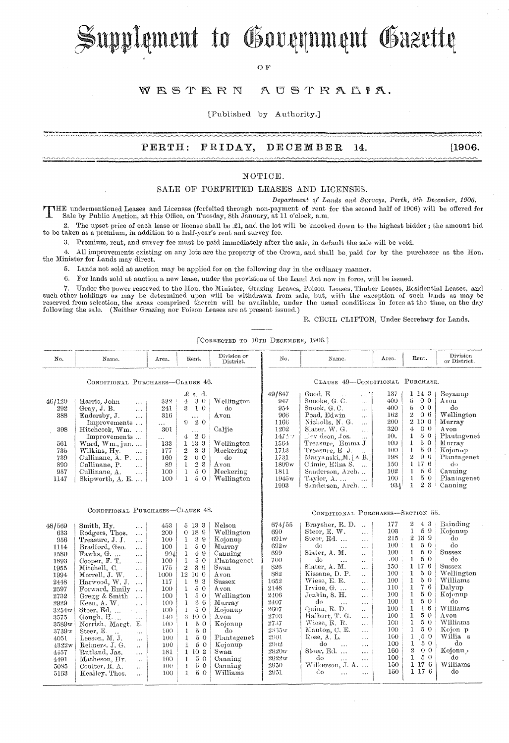# Supplement to Government Gazette

OF

## WESTERN AUSTRALIA.

[Published by Authority.]

**PERTH: FRIDAY, DECEMBER 14. [1906.**

## NOTICE.

### SALE OF FORFEITED LEASES AND LICENSES.

*Department of Lands and Surveys, Perth, 5th December, 1906.*

THE undermentioned Leases and Licenses (forfeited through non-payment of rent for the second half of 1906) will be offered for Sale by Public Auction, at this Office, on Tuesday, 8th January, at 11 o'clock, a.m.

2. The upset price of each lease or license shall be £1, and the lot will be knocked down to the highest bidder; the amount bid to be taken as a premium, in addition to a half-year's rent and survey fee.

3. Premium, rent, and survey fee must be paid immediately after the sale, in default the sale will be void.

4. All improvements existing on any lots are the property of the Crown, and shall be paid for by the purchaser as the Hon. the Minister for Lands may direct.

5. Lands not sold at auction may be applied for on the following day in the ordinary manner.

6. For lands sold at auction a new lease, under the provisions of the Land Act now in force, will be issued.

7. Under the power reserved to the Hon. the Minister, Grazing Leases, Poison Leases, Timber Leases, Residential Leases, and such other holdings as may be determined upon will be withdrawn from sale, but, with the exception of such lands as may be reserved from selection, the areas comprised therein will be available, under the usual conditions in force at the time, on the day following the sale. (Neither Grazing nor Poison Leases are at present issued.)

R. CECIL CLIFTON, Under Secretary for Lands.

[CORRECTED TO 10TH DECEMBER, 1906.]

**CONDITIONAL PURCHASES—CLAUSE 46.**

| No. | Name. | Area. | Rent. | Division or District. |
|---|---|---|---|---|
| | | | £ s. d. | |
| 46/120 | Harris, John ... | 332 | 4 3 0 | Wellington |
| 292 | Gray, J. B. ... | 241 | 3 1 0 | do |
| 388 | Endersby, J. ... | 316 | ... | Avon |
| | Improvements ... | ... | 9 2 0 | |
| 398 | Hitchcock, Wm. ... | 301 | ... | Caljie |
| | Improvements ... | ... | 4 2 0 | |
| 561 | Ward, Wm., jun. ... | 133 | 1 13 3 | Wellington |
| 735 | Wilkins, Hy. ... | 177 | 2 3 3 | Meckering |
| 739 | Cullinane, A. P. ... | 160 | 2 0 0 | do |
| 890 | Cullinane, P. ... | 89 | 1 2 3 | Avon |
| 957 | Cullinane, A. ... | 100 | 1 5 0 | Meckering |
| 1147 | Skipworth, A. E. ... | 100 | 1 5 0 | Wellington |

**CONDITIONAL PURCHASES—CLAUSE 48.**

| No. | Name. | Area. | Rent. | Division or District. |
|---|---|---|---|---|
| 48/569 | Smith, Hy. ... | 453 | 5 13 3 | Nelson |
| 633 | Rodgers, Thos. ... | 200 | 0 18 9 | Wellington |
| 956 | Treasure, J. J. ... | 100 | 1 3 9 | Kojonup |
| 1114 | Bradford, Geo. ... | 100 | 1 5 0 | Murray |
| 1580 | Fawks, G. ... | 99½ | 1 4 9 | Canning |
| 1893 | Cooper, F. T. ... | 100 | 1 5 0 | Plantagenet |
| 1955 | Mitchell, C. ... | 175 | 2 3 9 | Swan |
| 1994 | Morrell, J. W. ... | 1000 | 12 10 0 | Avon |
| 2448 | Harwood, W. J. ... | 117 | 1 9 3 | Sussex |
| 2597 | Forward, Emily ... | 100 | 1 5 0 | Avon |
| 2732 | Gregg & Smith ... | 100 | 1 5 0 | Wellington |
| 2929 | Keen, A. W. ... | 100 | 1 3 6 | Murray |
| 3254w | Steer, Ed. ... | 100 | 1 5 0 | Kojonup |
| 3575 | Gough, H. ... | 140 | 3 10 0 | Avon |
| 3589w | Norrish, Margt. E. | 100 | 1 5 0 | Kojonup |
| 3739w | Steer, E. ... | 100 | 1 5 0 | do |
| 4051 | Leeson, M. J. ... | 100 | 1 5 0 | Plantagenet |
| 4322w | Reimers, J. G. ... | 100 | 1 5 0 | Kojonup |
| 4457 | Rutland, Jas. ... | 181 | 1 10 2 | Swan |
| 4491 | Matheson, Hy. ... | 100 | 1 5 0 | Canning |
| 5085 | Coulter, R. A. ... | 100 | 1 5 0 | Canning |
| 5163 | Kealley, Thos. ... | 100 | 1 5 0 | Williams |

**CLAUSE 49—CONDITIONAL PURCHASE.**

| No. | Name. | Area. | Rent. | Division or District. |
|---|---|---|---|---|
| 49/847 | Good, E. ... | 137 | 1 14 3 | Boyanup |
| 947 | Snooke, G. C. ... | 400 | 5 0 0 | Avon |
| 954 | Snook, G. C. ... | 400 | 5 0 0 | do |
| 966 | Poad, Edwin ... | 162 | 2 0 6 | Wellington |
| 1166 | Nicholls, N. G. ... | 200 | 2 10 0 | Murray |
| 1202 | Slater, W. G. ... | 320 | 4 0 0 | Avon |
| 147? | ?v deon, Jos. ... | 100 | 1 5 0 | Plantagenet |
| 1564 | Treasure, Emma J. | 100 | 1 5 0 | Murray |
| 1713 | Treasure, E. J. ... | 100 | 1 5 0 | Kojonup |
| 1731 | Maryanski, M. [A B.] | 198 | 2 9 6 | Plantagenet |
| 1809w | Climie, Eliza S. ... | 150 | 1 17 6 | do |
| 1811 | Sanderson, Arch. ... | 102 | 1 5 6 | Canning |
| 1945w | Taylor, A. ... | 100 | 1 5 0 | Plantagenet |
| 1993 | Sanderson, Arch. ... | 93½ | 1 2 3 | Canning |

**CONDITIONAL PURCHASES—SECTION 55.**

| No. | Name. | Area. | Rent. | Division or District. |
|---|---|---|---|---|
| 674/55 | Braysher, R. D. ... | 177 | 2 4 3 | Bainding |
| 690 | Steer, E. W. ... | 103 | 1 5 9 | Kojonup |
| 691w | Steer, Ed. ... | 215 | 2 13 9 | do |
| 692w | do ... | 100 | 1 5 0 | do |
| 699 | Slater, A. M. ... | 100 | 1 5 0 | Sussex |
| 700 | do ... | 100 | 1 5 0 | do |
| 826 | Slater, A. M. ... | 150 | 1 17 6 | Sussex |
| 882 | Kissane, D. P. ... | 100 | 1 5 0 | Wellington |
| 1652 | Wiese, E. R. ... | 100 | 1 5 0 | Williams |
| 2148 | Irvine, G. ... | 110 | 1 7 6 | Dalyup |
| 2406 | Jenkin, S. H. ... | 100 | 1 5 0 | Kojonup |
| 2407 | do ... | 100 | 1 5 0 | do |
| 2607 | Quinn, R. D. ... | 100 | 1 4 6 | Williams |
| 2703 | Halbert, T. G. ... | 100 | 1 5 0 | Avon |
| 2747 | Wiese, E. R. ... | 100 | 1 5 0 | Williams |
| 2835w | Manton, C. E. ... | 100 | 1 5 0 | Kojonup |
| 2901 | Rose, A. L. ... | 100 | 1 5 0 | Williams |
| 2902 | do ... | 100 | 1 5 0 | do |
| 2920w | Steer, Ed. ... | 160 | 2 0 0 | Kojonup |
| 2922w | do ... | 100 | 1 5 0 | do |
| 2950 | Wilkerson, J. A. ... | 150 | 1 17 6 | Williams |
| 2951 | do ... | 150 | 1 17 6 | do |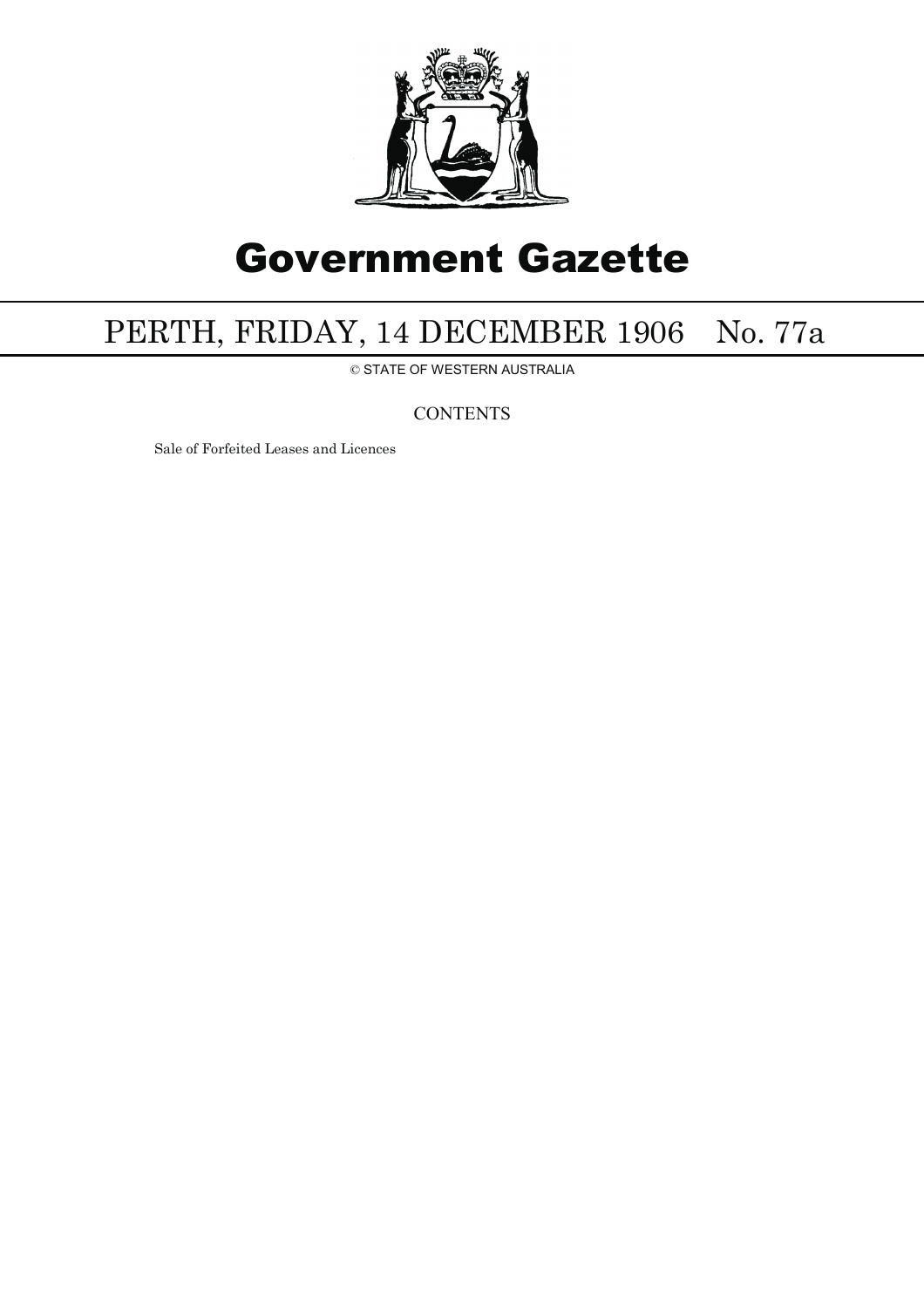# Government Gazette

## PERTH, FRIDAY, 14 DECEMBER 1906 No. 77a

© STATE OF WESTERN AUSTRALIA

CONTENTS

Sale of Forfeited Leases and Licences